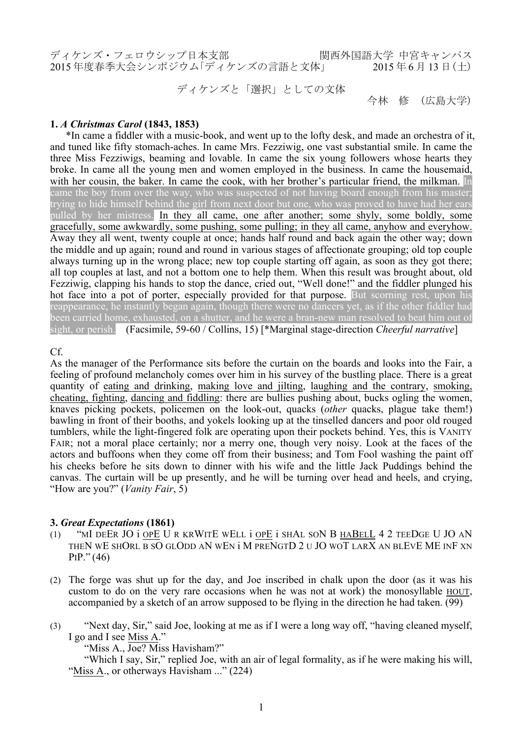ディケンズ・フェロウシップ日本支部　　　　　　　　関西外国語大学 中宮キャンパス
2015 年度春季大会シンポジウム「ディケンズの言語と文体」　　　2015 年 6 月 13 日（土）

ディケンズと「選択」としての文体

今林　修　（広島大学）

**1. *A Christmas Carol* (1843, 1853)**

*In came a fiddler with a music-book, and went up to the lofty desk, and made an orchestra of it, and tuned like fifty stomach-aches. In came Mrs. Fezziwig, one vast substantial smile. In came the three Miss Fezziwigs, beaming and lovable. In came the six young followers whose hearts they broke. In came all the young men and women employed in the business. In came the housemaid, with her cousin, the baker. In came the cook, with her brother's particular friend, the milkman. In came the boy from over the way, who was suspected of not having board enough from his master; trying to hide himself behind the girl from next door but one, who was proved to have had her ears pulled by her mistress. <u>In they all came, one after another; some shyly, some boldly, some gracefully, some awkwardly, some pushing, some pulling; in they all came, anyhow and everyhow.</u> Away they all went, twenty couple at once; hands half round and back again the other way; down the middle and up again; round and round in various stages of affectionate grouping; old top couple always turning up in the wrong place; new top couple starting off again, as soon as they got there; all top couples at last, and not a bottom one to help them. When this result was brought about, old Fezziwig, clapping his hands to stop the dance, cried out, "Well done!" and the fiddler plunged his hot face into a pot of porter, especially provided for that purpose. But scorning rest, upon his reappearance, he instantly began again, though there were no dancers yet, as if the other fiddler had been carried home, exhausted, on a shutter, and he were a bran-new man resolved to beat him out of sight, or perish. (Facsimile, 59-60 / Collins, 15) [*Marginal stage-direction *Cheerful narrative*]

Cf.

As the manager of the Performance sits before the curtain on the boards and looks into the Fair, a feeling of profound melancholy comes over him in his survey of the bustling place. There is a great quantity of <u>eating and drinking</u>, <u>making love and jilting</u>, <u>laughing and the contrary</u>, <u>smoking, cheating, fighting</u>, <u>dancing and fiddling</u>: there are bullies pushing about, bucks ogling the women, knaves picking pockets, policemen on the look-out, quacks (*other* quacks, plague take them!) bawling in front of their booths, and yokels looking up at the tinselled dancers and poor old rouged tumblers, while the light-fingered folk are operating upon their pockets behind. Yes, this is VANITY FAIR; not a moral place certainly; nor a merry one, though very noisy. Look at the faces of the actors and buffoons when they come off from their business; and Tom Fool washing the paint off his cheeks before he sits down to dinner with his wife and the little Jack Puddings behind the canvas. The curtain will be up presently, and he will be turning over head and heels, and crying, "How are you?" (*Vanity Fair*, 5)

**3. *Great Expectations* (1861)**

(1) "MI DEER JO i <u>OPE</u> U R KRWITE WELL i <u>OPE</u> i SHAL SON B <u>HABELL</u> 4 2 TEEDGE U JO AN THEN WE SHORL B SO GLODD AN WEN i M PRENGTD 2 U JO WOT LARX AN BLEVE ME INF XN PIP." (46)

(2) The forge was shut up for the day, and Joe inscribed in chalk upon the door (as it was his custom to do on the very rare occasions when he was not at work) the monosyllable <u>HOUT</u>, accompanied by a sketch of an arrow supposed to be flying in the direction he had taken. (99)

(3) "Next day, Sir," said Joe, looking at me as if I were a long way off, "having cleaned myself, I go and I see <u>Miss A</u>."

"Miss A., Joe? Miss Havisham?"

"Which I say, Sir," replied Joe, with an air of legal formality, as if he were making his will, "<u>Miss A</u>., or otherways Havisham ..." (224)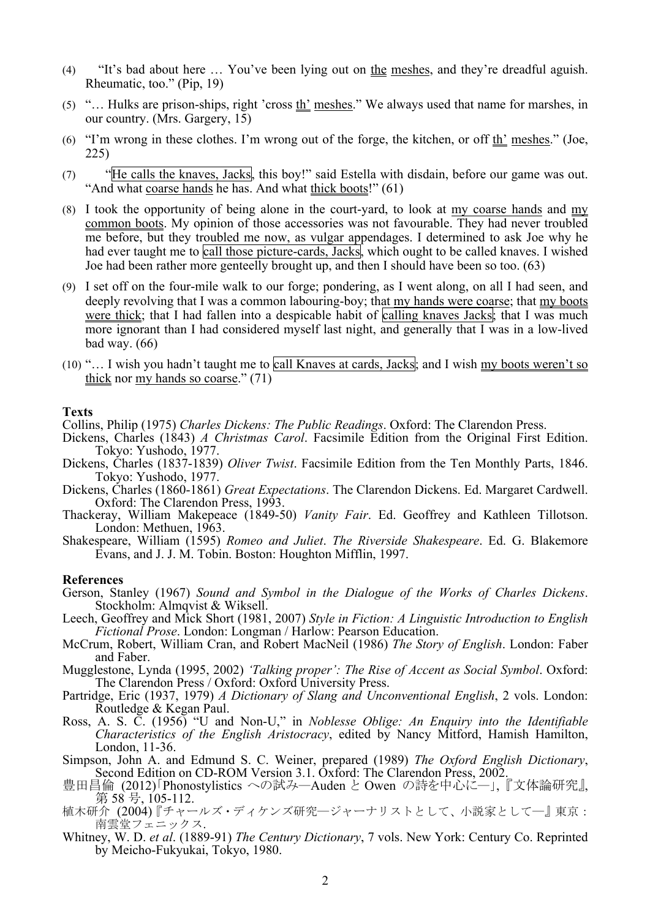(4) "It's bad about here … You've been lying out on the meshes, and they're dreadful aguish. Rheumatic, too." (Pip, 19)

(5) "… Hulks are prison-ships, right 'cross th' meshes." We always used that name for marshes, in our country. (Mrs. Gargery, 15)

(6) "I'm wrong in these clothes. I'm wrong out of the forge, the kitchen, or off th' meshes." (Joe, 225)

(7) "He calls the knaves, Jacks, this boy!" said Estella with disdain, before our game was out. "And what coarse hands he has. And what thick boots!" (61)

(8) I took the opportunity of being alone in the court-yard, to look at my coarse hands and my common boots. My opinion of those accessories was not favourable. They had never troubled me before, but they troubled me now, as vulgar appendages. I determined to ask Joe why he had ever taught me to call those picture-cards, Jacks, which ought to be called knaves. I wished Joe had been rather more genteelly brought up, and then I should have been so too. (63)

(9) I set off on the four-mile walk to our forge; pondering, as I went along, on all I had seen, and deeply revolving that I was a common labouring-boy; that my hands were coarse; that my boots were thick; that I had fallen into a despicable habit of calling knaves Jacks; that I was much more ignorant than I had considered myself last night, and generally that I was in a low-lived bad way. (66)

(10) "… I wish you hadn't taught me to call Knaves at cards, Jacks; and I wish my boots weren't so thick nor my hands so coarse." (71)

**Texts**

Collins, Philip (1975) *Charles Dickens: The Public Readings*. Oxford: The Clarendon Press.

Dickens, Charles (1843) *A Christmas Carol*. Facsimile Edition from the Original First Edition. Tokyo: Yushodo, 1977.

Dickens, Charles (1837-1839) *Oliver Twist*. Facsimile Edition from the Ten Monthly Parts, 1846. Tokyo: Yushodo, 1977.

Dickens, Charles (1860-1861) *Great Expectations*. The Clarendon Dickens. Ed. Margaret Cardwell. Oxford: The Clarendon Press, 1993.

Thackeray, William Makepeace (1849-50) *Vanity Fair*. Ed. Geoffrey and Kathleen Tillotson. London: Methuen, 1963.

Shakespeare, William (1595) *Romeo and Juliet*. *The Riverside Shakespeare*. Ed. G. Blakemore Evans, and J. J. M. Tobin. Boston: Houghton Mifflin, 1997.

**References**

Gerson, Stanley (1967) *Sound and Symbol in the Dialogue of the Works of Charles Dickens*. Stockholm: Almqvist & Wiksell.

Leech, Geoffrey and Mick Short (1981, 2007) *Style in Fiction: A Linguistic Introduction to English Fictional Prose*. London: Longman / Harlow: Pearson Education.

McCrum, Robert, William Cran, and Robert MacNeil (1986) *The Story of English*. London: Faber and Faber.

Mugglestone, Lynda (1995, 2002) *'Talking proper': The Rise of Accent as Social Symbol*. Oxford: The Clarendon Press / Oxford: Oxford University Press.

Partridge, Eric (1937, 1979) *A Dictionary of Slang and Unconventional English*, 2 vols. London: Routledge & Kegan Paul.

Ross, A. S. C. (1956) "U and Non-U," in *Noblesse Oblige: An Enquiry into the Identifiable Characteristics of the English Aristocracy*, edited by Nancy Mitford, Hamish Hamilton, London, 11-36.

Simpson, John A. and Edmund S. C. Weiner, prepared (1989) *The Oxford English Dictionary*, Second Edition on CD-ROM Version 3.1. Oxford: The Clarendon Press, 2002.

豊田昌倫 (2012)「Phonostylistics への試み—Auden と Owen の詩を中心に—」,『文体論研究』, 第 58 号, 105-112.

植木研介 (2004)『チャールズ・ディケンズ研究—ジャーナリストとして、小説家として—』東京：南雲堂フェニックス.

Whitney, W. D. *et al*. (1889-91) *The Century Dictionary*, 7 vols. New York: Century Co. Reprinted by Meicho-Fukyukai, Tokyo, 1980.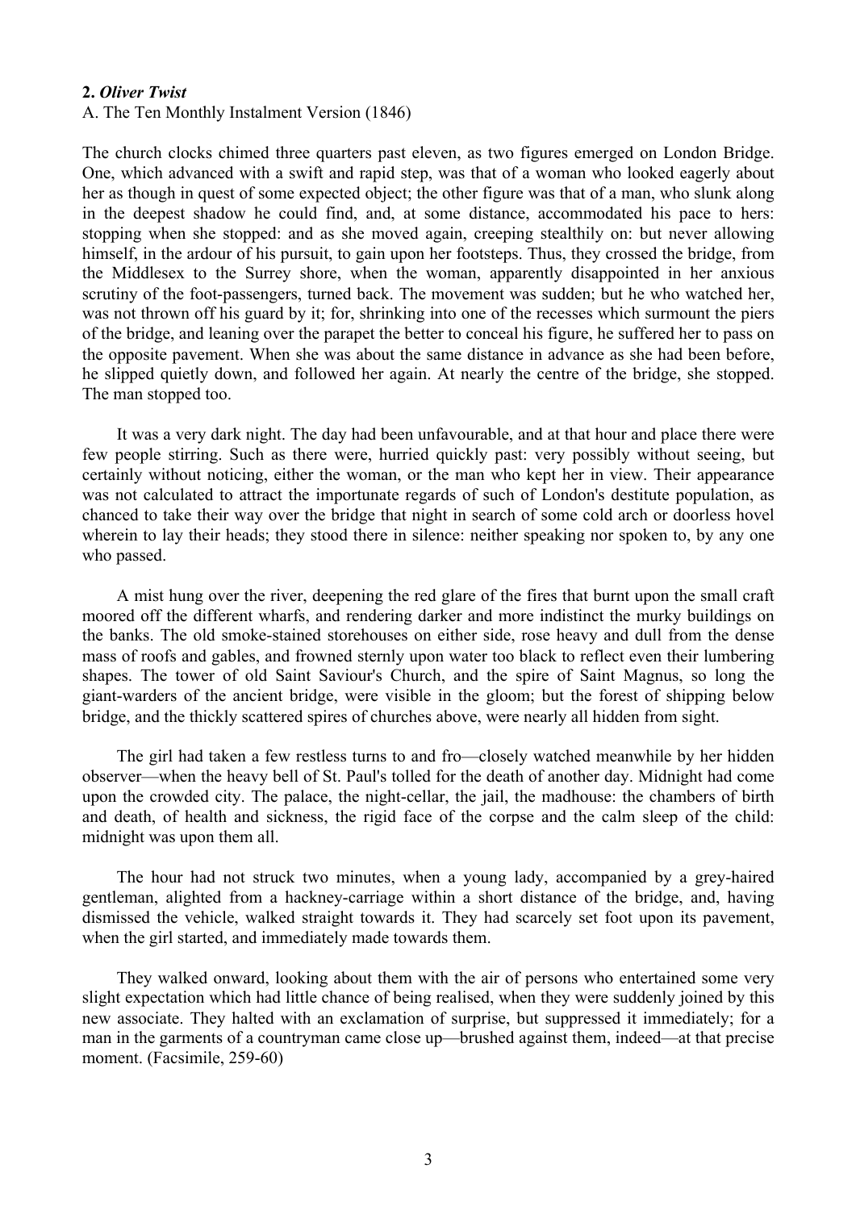**2.** ***Oliver Twist***

A. The Ten Monthly Instalment Version (1846)

The church clocks chimed three quarters past eleven, as two figures emerged on London Bridge. One, which advanced with a swift and rapid step, was that of a woman who looked eagerly about her as though in quest of some expected object; the other figure was that of a man, who slunk along in the deepest shadow he could find, and, at some distance, accommodated his pace to hers: stopping when she stopped: and as she moved again, creeping stealthily on: but never allowing himself, in the ardour of his pursuit, to gain upon her footsteps. Thus, they crossed the bridge, from the Middlesex to the Surrey shore, when the woman, apparently disappointed in her anxious scrutiny of the foot-passengers, turned back. The movement was sudden; but he who watched her, was not thrown off his guard by it; for, shrinking into one of the recesses which surmount the piers of the bridge, and leaning over the parapet the better to conceal his figure, he suffered her to pass on the opposite pavement. When she was about the same distance in advance as she had been before, he slipped quietly down, and followed her again. At nearly the centre of the bridge, she stopped. The man stopped too.

It was a very dark night. The day had been unfavourable, and at that hour and place there were few people stirring. Such as there were, hurried quickly past: very possibly without seeing, but certainly without noticing, either the woman, or the man who kept her in view. Their appearance was not calculated to attract the importunate regards of such of London's destitute population, as chanced to take their way over the bridge that night in search of some cold arch or doorless hovel wherein to lay their heads; they stood there in silence: neither speaking nor spoken to, by any one who passed.

A mist hung over the river, deepening the red glare of the fires that burnt upon the small craft moored off the different wharfs, and rendering darker and more indistinct the murky buildings on the banks. The old smoke-stained storehouses on either side, rose heavy and dull from the dense mass of roofs and gables, and frowned sternly upon water too black to reflect even their lumbering shapes. The tower of old Saint Saviour's Church, and the spire of Saint Magnus, so long the giant-warders of the ancient bridge, were visible in the gloom; but the forest of shipping below bridge, and the thickly scattered spires of churches above, were nearly all hidden from sight.

The girl had taken a few restless turns to and fro—closely watched meanwhile by her hidden observer—when the heavy bell of St. Paul's tolled for the death of another day. Midnight had come upon the crowded city. The palace, the night-cellar, the jail, the madhouse: the chambers of birth and death, of health and sickness, the rigid face of the corpse and the calm sleep of the child: midnight was upon them all.

The hour had not struck two minutes, when a young lady, accompanied by a grey-haired gentleman, alighted from a hackney-carriage within a short distance of the bridge, and, having dismissed the vehicle, walked straight towards it. They had scarcely set foot upon its pavement, when the girl started, and immediately made towards them.

They walked onward, looking about them with the air of persons who entertained some very slight expectation which had little chance of being realised, when they were suddenly joined by this new associate. They halted with an exclamation of surprise, but suppressed it immediately; for a man in the garments of a countryman came close up—brushed against them, indeed—at that precise moment. (Facsimile, 259-60)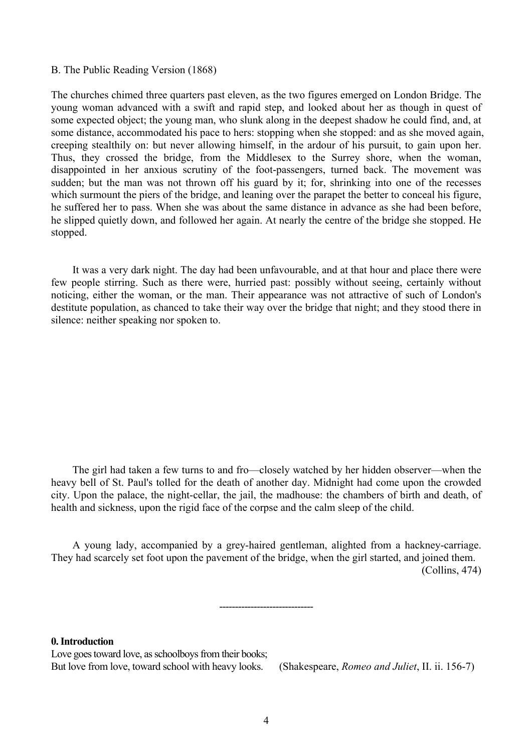B. The Public Reading Version (1868)

The churches chimed three quarters past eleven, as the two figures emerged on London Bridge. The young woman advanced with a swift and rapid step, and looked about her as though in quest of some expected object; the young man, who slunk along in the deepest shadow he could find, and, at some distance, accommodated his pace to hers: stopping when she stopped: and as she moved again, creeping stealthily on: but never allowing himself, in the ardour of his pursuit, to gain upon her. Thus, they crossed the bridge, from the Middlesex to the Surrey shore, when the woman, disappointed in her anxious scrutiny of the foot-passengers, turned back. The movement was sudden; but the man was not thrown off his guard by it; for, shrinking into one of the recesses which surmount the piers of the bridge, and leaning over the parapet the better to conceal his figure, he suffered her to pass. When she was about the same distance in advance as she had been before, he slipped quietly down, and followed her again. At nearly the centre of the bridge she stopped. He stopped.

It was a very dark night. The day had been unfavourable, and at that hour and place there were few people stirring. Such as there were, hurried past: possibly without seeing, certainly without noticing, either the woman, or the man. Their appearance was not attractive of such of London's destitute population, as chanced to take their way over the bridge that night; and they stood there in silence: neither speaking nor spoken to.

The girl had taken a few turns to and fro—closely watched by her hidden observer—when the heavy bell of St. Paul's tolled for the death of another day. Midnight had come upon the crowded city. Upon the palace, the night-cellar, the jail, the madhouse: the chambers of birth and death, of health and sickness, upon the rigid face of the corpse and the calm sleep of the child.

A young lady, accompanied by a grey-haired gentleman, alighted from a hackney-carriage. They had scarcely set foot upon the pavement of the bridge, when the girl started, and joined them.
(Collins, 474)

------------------------------

**0. Introduction**

Love goes toward love, as schoolboys from their books;
But love from love, toward school with heavy looks. (Shakespeare, *Romeo and Juliet*, II. ii. 156-7)